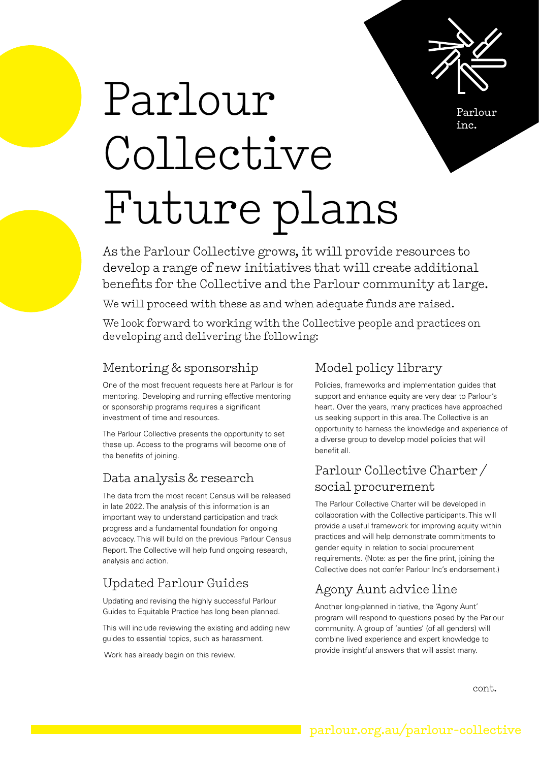# Parlour Collective Future plans

As the Parlour Collective grows, it will provide resources to develop a range of new initiatives that will create additional benefits for the Collective and the Parlour community at large.

We will proceed with these as and when adequate funds are raised.

We look forward to working with the Collective people and practices on developing and delivering the following:

## Mentoring & sponsorship

One of the most frequent requests here at Parlour is for mentoring. Developing and running effective mentoring or sponsorship programs requires a significant investment of time and resources.

The Parlour Collective presents the opportunity to set these up. Access to the programs will become one of the benefits of joining.

## Data analysis & research

The data from the most recent Census will be released in late 2022. The analysis of this information is an important way to understand participation and track progress and a fundamental foundation for ongoing advocacy. This will build on the previous Parlour Census Report. The Collective will help fund ongoing research, analysis and action.

## Updated Parlour Guides

Updating and revising the highly successful Parlour Guides to Equitable Practice has long been planned.

This will include reviewing the existing and adding new guides to essential topics, such as harassment.

Work has already begin on this review.

## Model policy library

Policies, frameworks and implementation guides that support and enhance equity are very dear to Parlour's heart. Over the years, many practices have approached us seeking support in this area. The Collective is an opportunity to harness the knowledge and experience of a diverse group to develop model policies that will benefit all.

## Parlour Collective Charter / social procurement

The Parlour Collective Charter will be developed in collaboration with the Collective participants. This will provide a useful framework for improving equity within practices and will help demonstrate commitments to gender equity in relation to social procurement requirements. (Note: as per the fine print, joining the Collective does not confer Parlour Inc's endorsement.)

## Agony Aunt advice line

Another long-planned initiative, the 'Agony Aunt' program will respond to questions posed by the Parlour community. A group of 'aunties' (of all genders) will combine lived experience and expert knowledge to provide insightful answers that will assist many.

cont.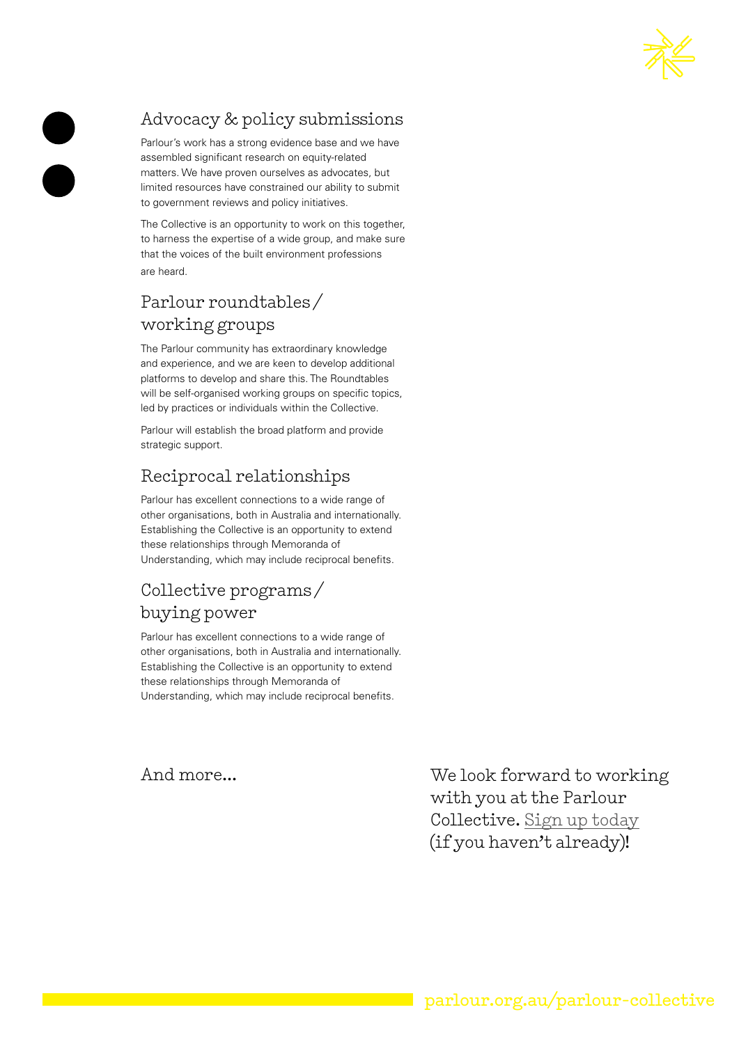## Advocacy & policy submissions

Parlour's work has a strong evidence base and we have assembled significant research on equity-related matters. We have proven ourselves as advocates, but limited resources have constrained our ability to submit to government reviews and policy initiatives.

The Collective is an opportunity to work on this together, to harness the expertise of a wide group, and make sure that the voices of the built environment professions are heard.

## Parlour roundtables / working groups

The Parlour community has extraordinary knowledge and experience, and we are keen to develop additional platforms to develop and share this. The Roundtables will be self-organised working groups on specific topics, led by practices or individuals within the Collective.

Parlour will establish the broad platform and provide strategic support.

## Reciprocal relationships

Parlour has excellent connections to a wide range of other organisations, both in Australia and internationally. Establishing the Collective is an opportunity to extend these relationships through Memoranda of Understanding, which may include reciprocal benefits.

## Collective programs / buying power

Parlour has excellent connections to a wide range of other organisations, both in Australia and internationally. Establishing the Collective is an opportunity to extend these relationships through Memoranda of Understanding, which may include reciprocal benefits.

## And more...

We look forward to working with you at the Parlour Collective. Sign up today (if you haven't already)!

parlour.org.au/parlour-collective